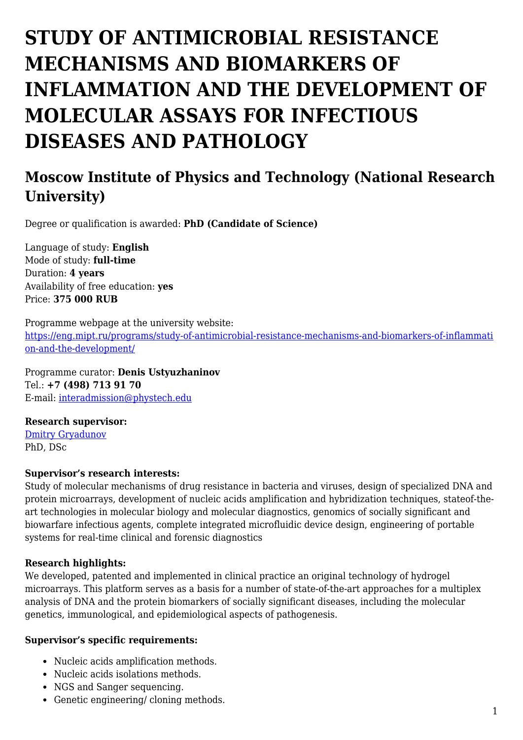# STUDY OF ANTIMICROBIAL RESISTANCE MECHANISMS AND BIOMARKERS OF INFLAMMATION AND THE DEVELOPMENT OF MOLECULAR ASSAYS FOR INFECTIOUS DISEASES AND PATHOLOGY

## Moscow Institute of Physics and Technology (National Research University)

Degree or qualification is awarded: **PhD (Candidate of Science)**

Language of study: **English**
Mode of study: **full-time**
Duration: **4 years**
Availability of free education: **yes**
Price: **375 000 RUB**

Programme webpage at the university website:
[https://eng.mipt.ru/programs/study-of-antimicrobial-resistance-mechanisms-and-biomarkers-of-inflammation-and-the-development/](https://eng.mipt.ru/programs/study-of-antimicrobial-resistance-mechanisms-and-biomarkers-of-inflammation-and-the-development/)

Programme curator: **Denis Ustyuzhaninov**
Tel.: **+7 (498) 713 91 70**
E-mail: [interadmission@phystech.edu](mailto:interadmission@phystech.edu)

**Research supervisor:**
[Dmitry Gryadunov](#)
PhD, DSc

**Supervisor's research interests:**
Study of molecular mechanisms of drug resistance in bacteria and viruses, design of specialized DNA and protein microarrays, development of nucleic acids amplification and hybridization techniques, stateof-the-art technologies in molecular biology and molecular diagnostics, genomics of socially significant and biowarfare infectious agents, complete integrated microfluidic device design, engineering of portable systems for real-time clinical and forensic diagnostics

**Research highlights:**
We developed, patented and implemented in clinical practice an original technology of hydrogel microarrays. This platform serves as a basis for a number of state-of-the-art approaches for a multiplex analysis of DNA and the protein biomarkers of socially significant diseases, including the molecular genetics, immunological, and epidemiological aspects of pathogenesis.

**Supervisor's specific requirements:**

- Nucleic acids amplification methods.
- Nucleic acids isolations methods.
- NGS and Sanger sequencing.
- Genetic engineering/ cloning methods.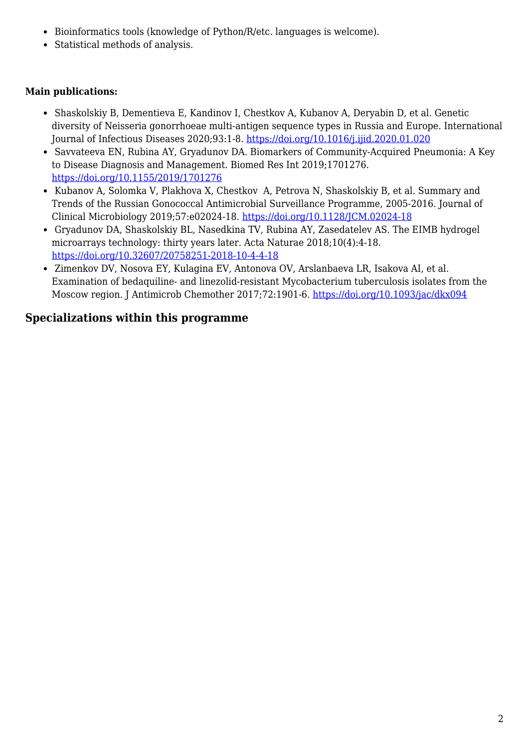- Bioinformatics tools (knowledge of Python/R/etc. languages is welcome).
- Statistical methods of analysis.

**Main publications:**

- Shaskolskiy B, Dementieva E, Kandinov I, Chestkov A, Kubanov A, Deryabin D, et al. Genetic diversity of Neisseria gonorrhoeae multi-antigen sequence types in Russia and Europe. International Journal of Infectious Diseases 2020;93:1-8. https://doi.org/10.1016/j.ijid.2020.01.020
- Savvateeva EN, Rubina AY, Gryadunov DA. Biomarkers of Community-Acquired Pneumonia: A Key to Disease Diagnosis and Management. Biomed Res Int 2019;1701276. https://doi.org/10.1155/2019/1701276
- Kubanov A, Solomka V, Plakhova X, Chestkov A, Petrova N, Shaskolskiy B, et al. Summary and Trends of the Russian Gonococcal Antimicrobial Surveillance Programme, 2005-2016. Journal of Clinical Microbiology 2019;57:e02024-18. https://doi.org/10.1128/JCM.02024-18
- Gryadunov DA, Shaskolskiy BL, Nasedkina TV, Rubina AY, Zasedatelev AS. The EIMB hydrogel microarrays technology: thirty years later. Acta Naturae 2018;10(4):4-18. https://doi.org/10.32607/20758251-2018-10-4-4-18
- Zimenkov DV, Nosova EY, Kulagina EV, Antonova OV, Arslanbaeva LR, Isakova AI, et al. Examination of bedaquiline- and linezolid-resistant Mycobacterium tuberculosis isolates from the Moscow region. J Antimicrob Chemother 2017;72:1901-6. https://doi.org/10.1093/jac/dkx094

## Specializations within this programme